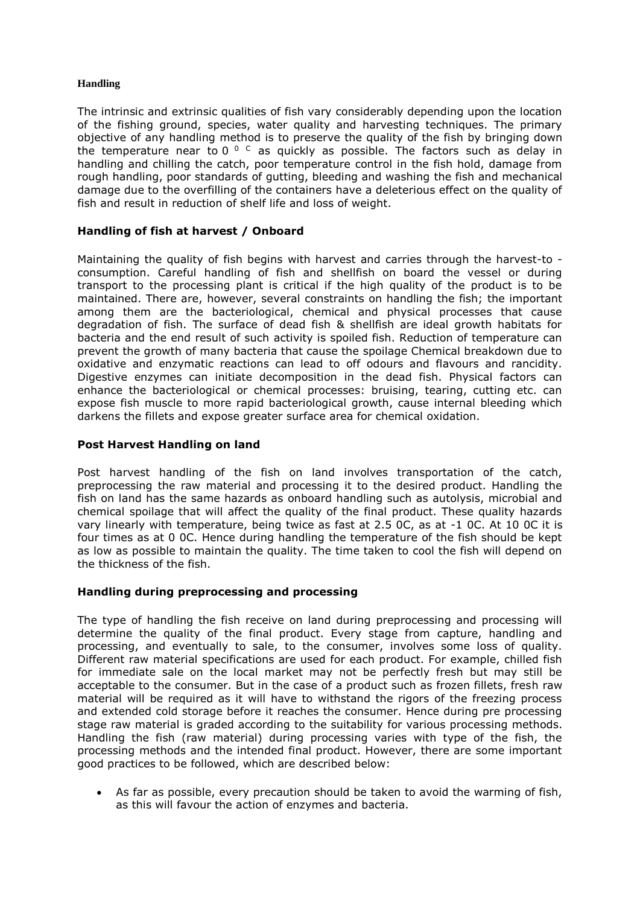## Handling

The intrinsic and extrinsic qualities of fish vary considerably depending upon the location of the fishing ground, species, water quality and harvesting techniques. The primary objective of any handling method is to preserve the quality of the fish by bringing down the temperature near to $0\ ^{0}\ {}^{C}$ as quickly as possible. The factors such as delay in handling and chilling the catch, poor temperature control in the fish hold, damage from rough handling, poor standards of gutting, bleeding and washing the fish and mechanical damage due to the overfilling of the containers have a deleterious effect on the quality of fish and result in reduction of shelf life and loss of weight.

### Handling of fish at harvest / Onboard

Maintaining the quality of fish begins with harvest and carries through the harvest-to - consumption. Careful handling of fish and shellfish on board the vessel or during transport to the processing plant is critical if the high quality of the product is to be maintained. There are, however, several constraints on handling the fish; the important among them are the bacteriological, chemical and physical processes that cause degradation of fish. The surface of dead fish & shellfish are ideal growth habitats for bacteria and the end result of such activity is spoiled fish. Reduction of temperature can prevent the growth of many bacteria that cause the spoilage Chemical breakdown due to oxidative and enzymatic reactions can lead to off odours and flavours and rancidity. Digestive enzymes can initiate decomposition in the dead fish. Physical factors can enhance the bacteriological or chemical processes: bruising, tearing, cutting etc. can expose fish muscle to more rapid bacteriological growth, cause internal bleeding which darkens the fillets and expose greater surface area for chemical oxidation.

### Post Harvest Handling on land

Post harvest handling of the fish on land involves transportation of the catch, preprocessing the raw material and processing it to the desired product. Handling the fish on land has the same hazards as onboard handling such as autolysis, microbial and chemical spoilage that will affect the quality of the final product. These quality hazards vary linearly with temperature, being twice as fast at 2.5 0C, as at -1 0C. At 10 0C it is four times as at 0 0C. Hence during handling the temperature of the fish should be kept as low as possible to maintain the quality. The time taken to cool the fish will depend on the thickness of the fish.

### Handling during preprocessing and processing

The type of handling the fish receive on land during preprocessing and processing will determine the quality of the final product. Every stage from capture, handling and processing, and eventually to sale, to the consumer, involves some loss of quality. Different raw material specifications are used for each product. For example, chilled fish for immediate sale on the local market may not be perfectly fresh but may still be acceptable to the consumer. But in the case of a product such as frozen fillets, fresh raw material will be required as it will have to withstand the rigors of the freezing process and extended cold storage before it reaches the consumer. Hence during pre processing stage raw material is graded according to the suitability for various processing methods. Handling the fish (raw material) during processing varies with type of the fish, the processing methods and the intended final product. However, there are some important good practices to be followed, which are described below:

- As far as possible, every precaution should be taken to avoid the warming of fish, as this will favour the action of enzymes and bacteria.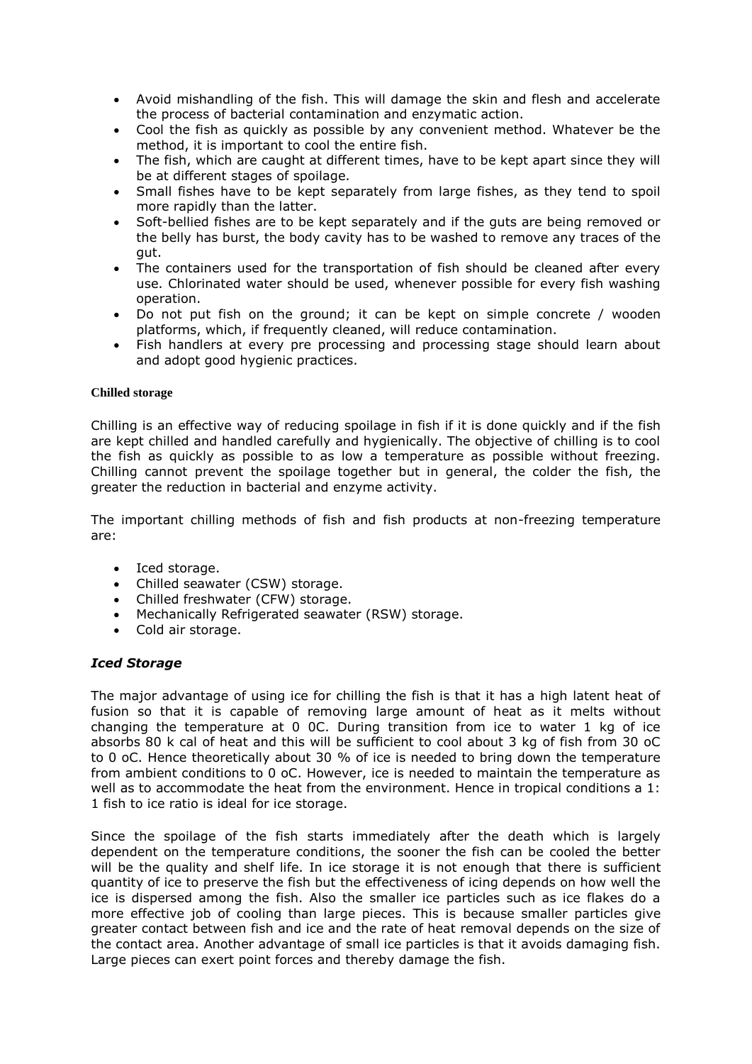- Avoid mishandling of the fish. This will damage the skin and flesh and accelerate the process of bacterial contamination and enzymatic action.
- Cool the fish as quickly as possible by any convenient method. Whatever be the method, it is important to cool the entire fish.
- The fish, which are caught at different times, have to be kept apart since they will be at different stages of spoilage.
- Small fishes have to be kept separately from large fishes, as they tend to spoil more rapidly than the latter.
- Soft-bellied fishes are to be kept separately and if the guts are being removed or the belly has burst, the body cavity has to be washed to remove any traces of the gut.
- The containers used for the transportation of fish should be cleaned after every use. Chlorinated water should be used, whenever possible for every fish washing operation.
- Do not put fish on the ground; it can be kept on simple concrete / wooden platforms, which, if frequently cleaned, will reduce contamination.
- Fish handlers at every pre processing and processing stage should learn about and adopt good hygienic practices.

**Chilled storage**

Chilling is an effective way of reducing spoilage in fish if it is done quickly and if the fish are kept chilled and handled carefully and hygienically. The objective of chilling is to cool the fish as quickly as possible to as low a temperature as possible without freezing. Chilling cannot prevent the spoilage together but in general, the colder the fish, the greater the reduction in bacterial and enzyme activity.

The important chilling methods of fish and fish products at non-freezing temperature are:

- Iced storage.
- Chilled seawater (CSW) storage.
- Chilled freshwater (CFW) storage.
- Mechanically Refrigerated seawater (RSW) storage.
- Cold air storage.

***Iced Storage***

The major advantage of using ice for chilling the fish is that it has a high latent heat of fusion so that it is capable of removing large amount of heat as it melts without changing the temperature at 0 0C. During transition from ice to water 1 kg of ice absorbs 80 k cal of heat and this will be sufficient to cool about 3 kg of fish from 30 oC to 0 oC. Hence theoretically about 30 % of ice is needed to bring down the temperature from ambient conditions to 0 oC. However, ice is needed to maintain the temperature as well as to accommodate the heat from the environment. Hence in tropical conditions a 1: 1 fish to ice ratio is ideal for ice storage.

Since the spoilage of the fish starts immediately after the death which is largely dependent on the temperature conditions, the sooner the fish can be cooled the better will be the quality and shelf life. In ice storage it is not enough that there is sufficient quantity of ice to preserve the fish but the effectiveness of icing depends on how well the ice is dispersed among the fish. Also the smaller ice particles such as ice flakes do a more effective job of cooling than large pieces. This is because smaller particles give greater contact between fish and ice and the rate of heat removal depends on the size of the contact area. Another advantage of small ice particles is that it avoids damaging fish. Large pieces can exert point forces and thereby damage the fish.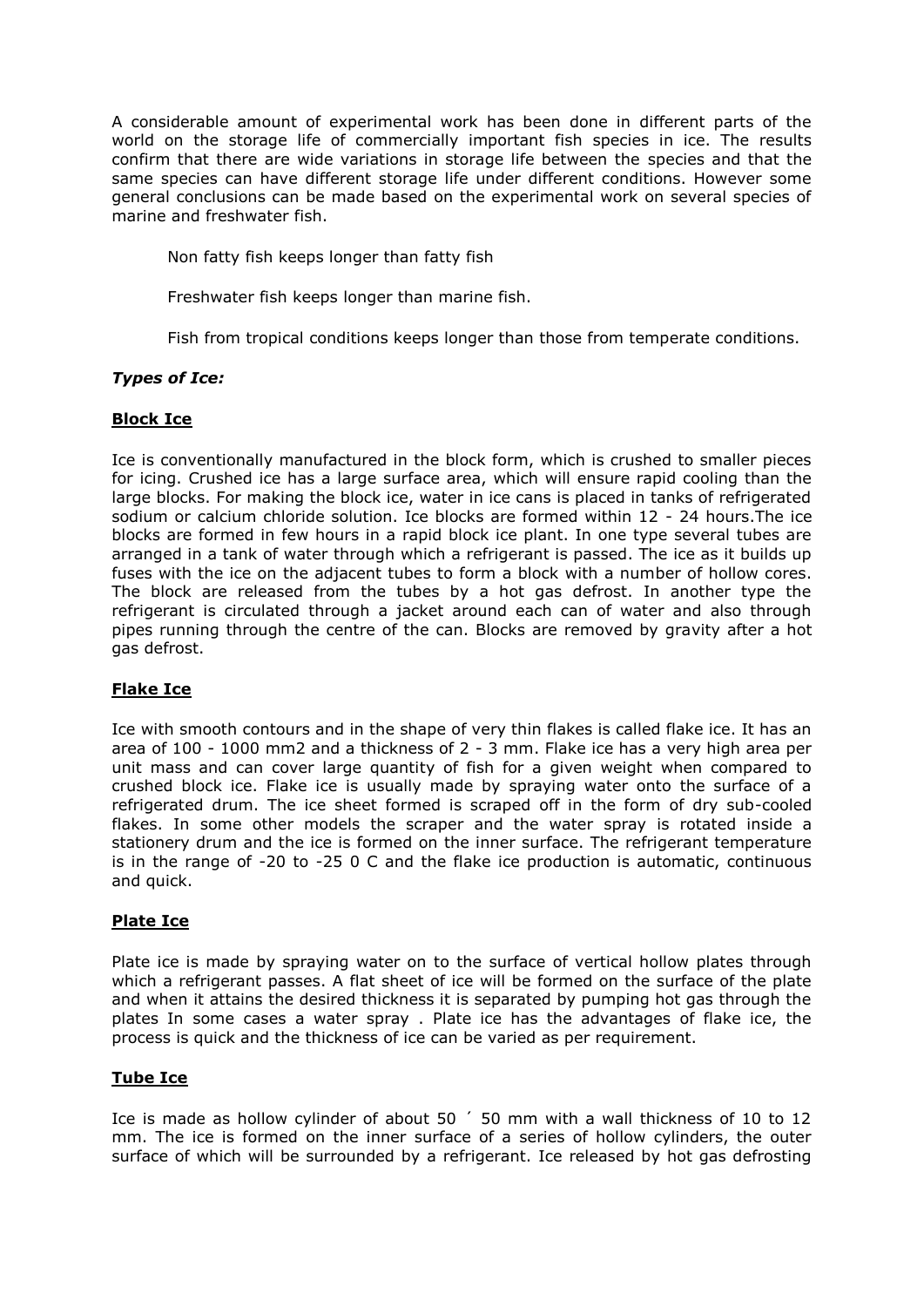A considerable amount of experimental work has been done in different parts of the world on the storage life of commercially important fish species in ice. The results confirm that there are wide variations in storage life between the species and that the same species can have different storage life under different conditions. However some general conclusions can be made based on the experimental work on several species of marine and freshwater fish.

Non fatty fish keeps longer than fatty fish

Freshwater fish keeps longer than marine fish.

Fish from tropical conditions keeps longer than those from temperate conditions.

### *Types of Ice:*

#### Block Ice

Ice is conventionally manufactured in the block form, which is crushed to smaller pieces for icing. Crushed ice has a large surface area, which will ensure rapid cooling than the large blocks. For making the block ice, water in ice cans is placed in tanks of refrigerated sodium or calcium chloride solution. Ice blocks are formed within 12 - 24 hours.The ice blocks are formed in few hours in a rapid block ice plant. In one type several tubes are arranged in a tank of water through which a refrigerant is passed. The ice as it builds up fuses with the ice on the adjacent tubes to form a block with a number of hollow cores. The block are released from the tubes by a hot gas defrost. In another type the refrigerant is circulated through a jacket around each can of water and also through pipes running through the centre of the can. Blocks are removed by gravity after a hot gas defrost.

#### Flake Ice

Ice with smooth contours and in the shape of very thin flakes is called flake ice. It has an area of 100 - 1000 mm2 and a thickness of 2 - 3 mm. Flake ice has a very high area per unit mass and can cover large quantity of fish for a given weight when compared to crushed block ice. Flake ice is usually made by spraying water onto the surface of a refrigerated drum. The ice sheet formed is scraped off in the form of dry sub-cooled flakes. In some other models the scraper and the water spray is rotated inside a stationery drum and the ice is formed on the inner surface. The refrigerant temperature is in the range of -20 to -25 0 C and the flake ice production is automatic, continuous and quick.

#### Plate Ice

Plate ice is made by spraying water on to the surface of vertical hollow plates through which a refrigerant passes. A flat sheet of ice will be formed on the surface of the plate and when it attains the desired thickness it is separated by pumping hot gas through the plates In some cases a water spray . Plate ice has the advantages of flake ice, the process is quick and the thickness of ice can be varied as per requirement.

#### Tube Ice

Ice is made as hollow cylinder of about 50 ´ 50 mm with a wall thickness of 10 to 12 mm. The ice is formed on the inner surface of a series of hollow cylinders, the outer surface of which will be surrounded by a refrigerant. Ice released by hot gas defrosting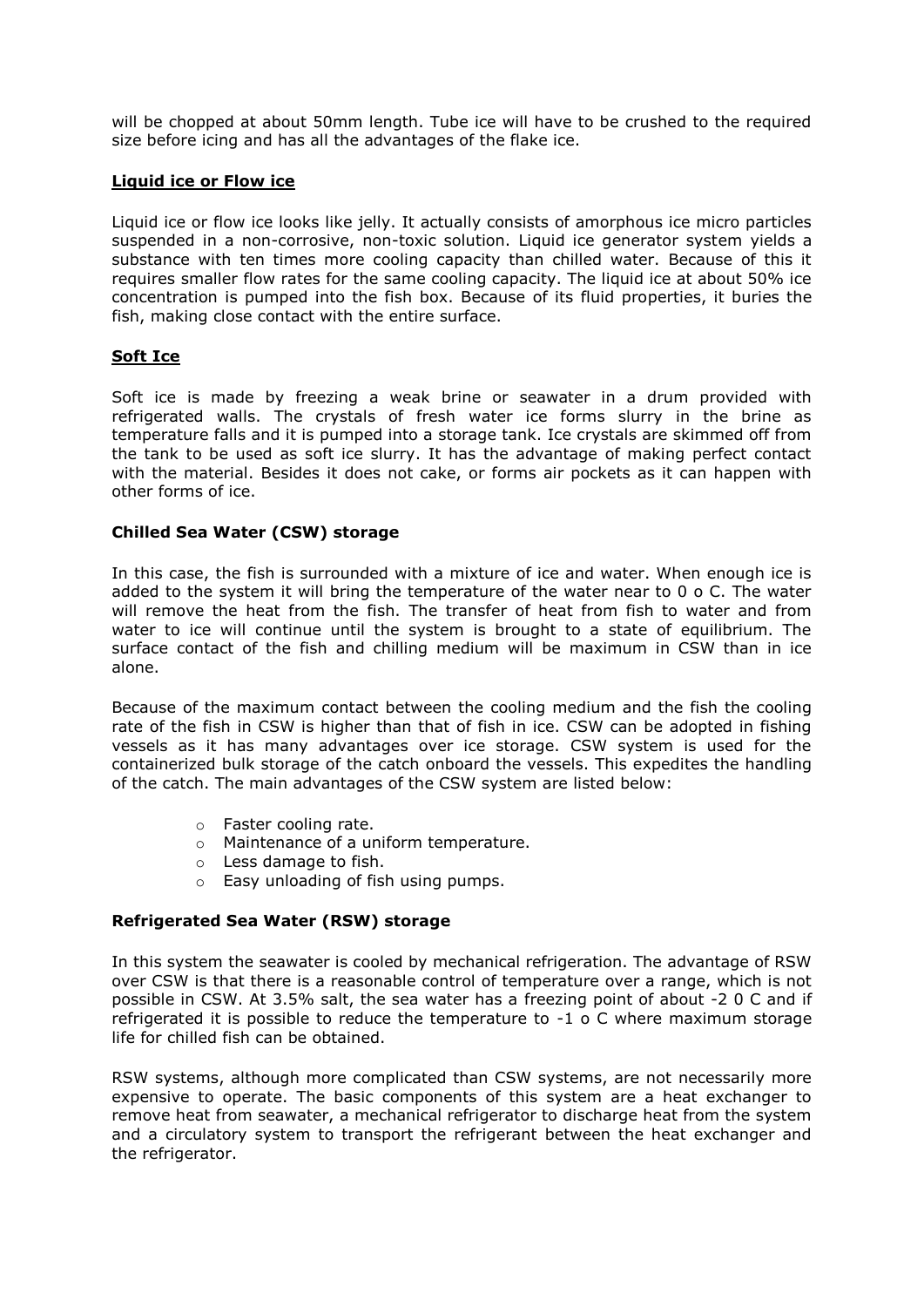will be chopped at about 50mm length. Tube ice will have to be crushed to the required size before icing and has all the advantages of the flake ice.

**Liquid ice or Flow ice**

Liquid ice or flow ice looks like jelly. It actually consists of amorphous ice micro particles suspended in a non-corrosive, non-toxic solution. Liquid ice generator system yields a substance with ten times more cooling capacity than chilled water. Because of this it requires smaller flow rates for the same cooling capacity. The liquid ice at about 50% ice concentration is pumped into the fish box. Because of its fluid properties, it buries the fish, making close contact with the entire surface.

**Soft Ice**

Soft ice is made by freezing a weak brine or seawater in a drum provided with refrigerated walls. The crystals of fresh water ice forms slurry in the brine as temperature falls and it is pumped into a storage tank. Ice crystals are skimmed off from the tank to be used as soft ice slurry. It has the advantage of making perfect contact with the material. Besides it does not cake, or forms air pockets as it can happen with other forms of ice.

**Chilled Sea Water (CSW) storage**

In this case, the fish is surrounded with a mixture of ice and water. When enough ice is added to the system it will bring the temperature of the water near to 0 o C. The water will remove the heat from the fish. The transfer of heat from fish to water and from water to ice will continue until the system is brought to a state of equilibrium. The surface contact of the fish and chilling medium will be maximum in CSW than in ice alone.

Because of the maximum contact between the cooling medium and the fish the cooling rate of the fish in CSW is higher than that of fish in ice. CSW can be adopted in fishing vessels as it has many advantages over ice storage. CSW system is used for the containerized bulk storage of the catch onboard the vessels. This expedites the handling of the catch. The main advantages of the CSW system are listed below:

- Faster cooling rate.
- Maintenance of a uniform temperature.
- Less damage to fish.
- Easy unloading of fish using pumps.

**Refrigerated Sea Water (RSW) storage**

In this system the seawater is cooled by mechanical refrigeration. The advantage of RSW over CSW is that there is a reasonable control of temperature over a range, which is not possible in CSW. At 3.5% salt, the sea water has a freezing point of about -2 0 C and if refrigerated it is possible to reduce the temperature to -1 o C where maximum storage life for chilled fish can be obtained.

RSW systems, although more complicated than CSW systems, are not necessarily more expensive to operate. The basic components of this system are a heat exchanger to remove heat from seawater, a mechanical refrigerator to discharge heat from the system and a circulatory system to transport the refrigerant between the heat exchanger and the refrigerator.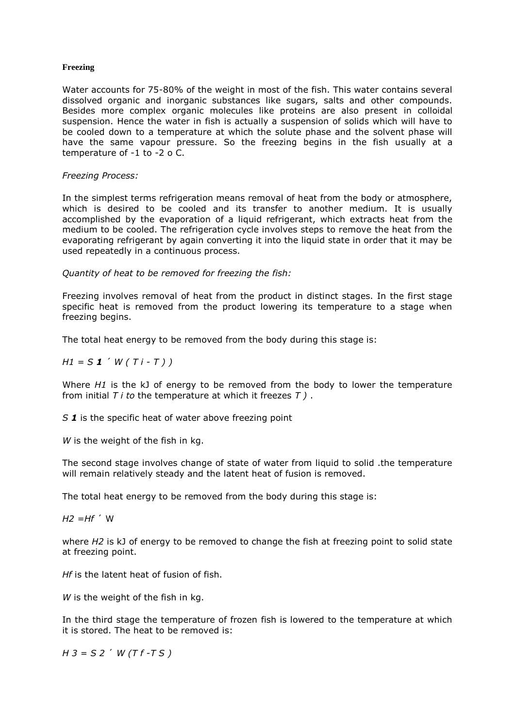**Freezing**

Water accounts for 75-80% of the weight in most of the fish. This water contains several dissolved organic and inorganic substances like sugars, salts and other compounds. Besides more complex organic molecules like proteins are also present in colloidal suspension. Hence the water in fish is actually a suspension of solids which will have to be cooled down to a temperature at which the solute phase and the solvent phase will have the same vapour pressure. So the freezing begins in the fish usually at a temperature of -1 to -2 o C.

*Freezing Process:*

In the simplest terms refrigeration means removal of heat from the body or atmosphere, which is desired to be cooled and its transfer to another medium. It is usually accomplished by the evaporation of a liquid refrigerant, which extracts heat from the medium to be cooled. The refrigeration cycle involves steps to remove the heat from the evaporating refrigerant by again converting it into the liquid state in order that it may be used repeatedly in a continuous process.

*Quantity of heat to be removed for freezing the fish:*

Freezing involves removal of heat from the product in distinct stages. In the first stage specific heat is removed from the product lowering its temperature to a stage when freezing begins.

The total heat energy to be removed from the body during this stage is:

$$H1 = S_1 \times W ( T_i - T ) )$$

Where *H1* is the kJ of energy to be removed from the body to lower the temperature from initial $T_i$ *to* the temperature at which it freezes *T )* .

$S_1$ is the specific heat of water above freezing point

*W* is the weight of the fish in kg.

The second stage involves change of state of water from liquid to solid .the temperature will remain relatively steady and the latent heat of fusion is removed.

The total heat energy to be removed from the body during this stage is:

$$H2 = Hf \times W$$

where *H2* is kJ of energy to be removed to change the fish at freezing point to solid state at freezing point.

*Hf* is the latent heat of fusion of fish.

*W* is the weight of the fish in kg.

In the third stage the temperature of frozen fish is lowered to the temperature at which it is stored. The heat to be removed is:

$$H3 = S2 \times W (T_f - T_S )$$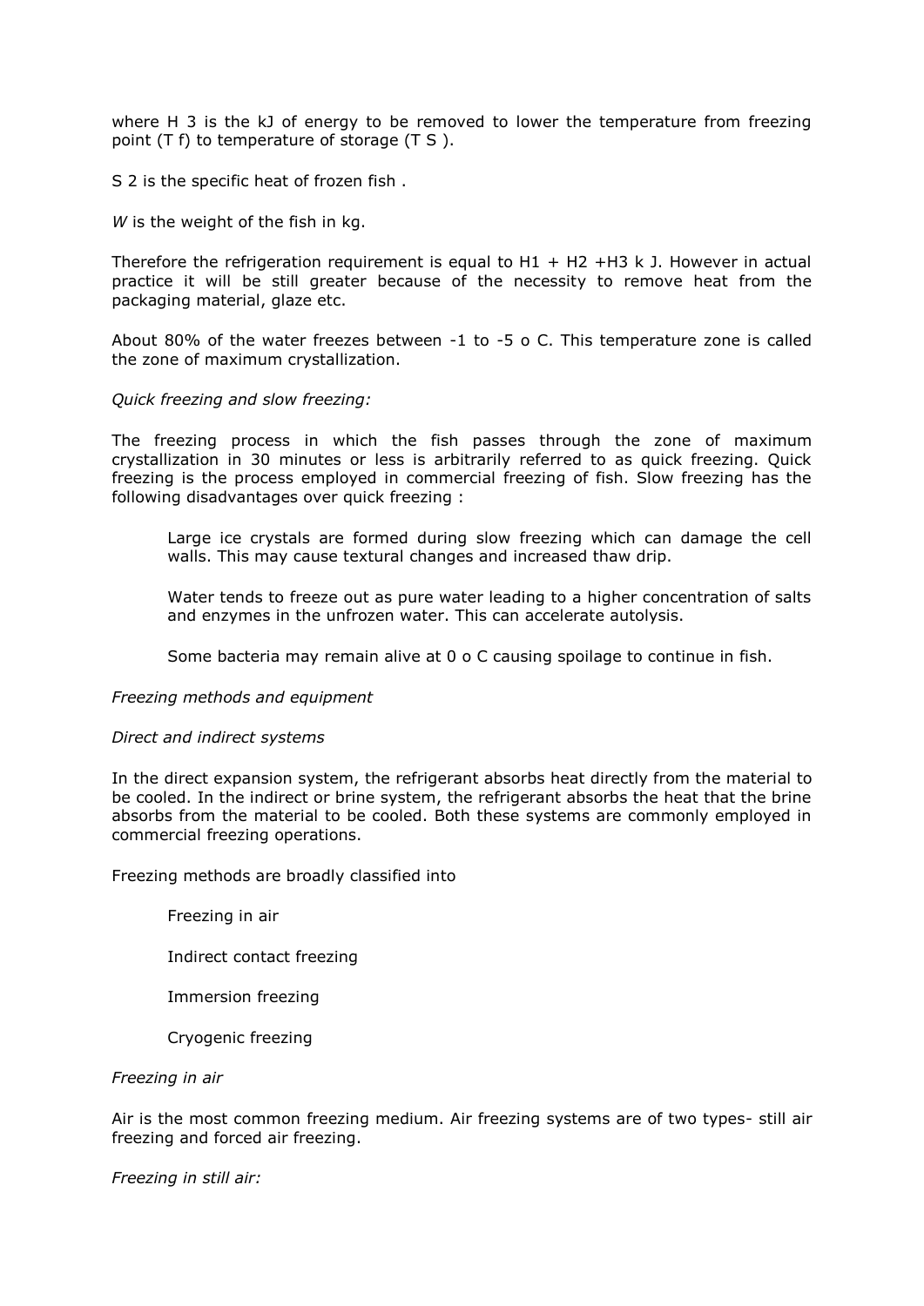where $H_3$ is the kJ of energy to be removed to lower the temperature from freezing point ($T_f$) to temperature of storage ($T_S$).

$S_2$ is the specific heat of frozen fish .

*W* is the weight of the fish in kg.

Therefore the refrigeration requirement is equal to $H1 + H2 + H3$ k J. However in actual practice it will be still greater because of the necessity to remove heat from the packaging material, glaze etc.

About 80% of the water freezes between -1 to -5 $^{o}$C. This temperature zone is called the zone of maximum crystallization.

*Quick freezing and slow freezing:*

The freezing process in which the fish passes through the zone of maximum crystallization in 30 minutes or less is arbitrarily referred to as quick freezing. Quick freezing is the process employed in commercial freezing of fish. Slow freezing has the following disadvantages over quick freezing :

- Large ice crystals are formed during slow freezing which can damage the cell walls. This may cause textural changes and increased thaw drip.
- Water tends to freeze out as pure water leading to a higher concentration of salts and enzymes in the unfrozen water. This can accelerate autolysis.
- Some bacteria may remain alive at 0 $^{o}$C causing spoilage to continue in fish.

*Freezing methods and equipment*

*Direct and indirect systems*

In the direct expansion system, the refrigerant absorbs heat directly from the material to be cooled. In the indirect or brine system, the refrigerant absorbs the heat that the brine absorbs from the material to be cooled. Both these systems are commonly employed in commercial freezing operations.

Freezing methods are broadly classified into

- Freezing in air
- Indirect contact freezing
- Immersion freezing
- Cryogenic freezing

*Freezing in air*

Air is the most common freezing medium. Air freezing systems are of two types- still air freezing and forced air freezing.

*Freezing in still air:*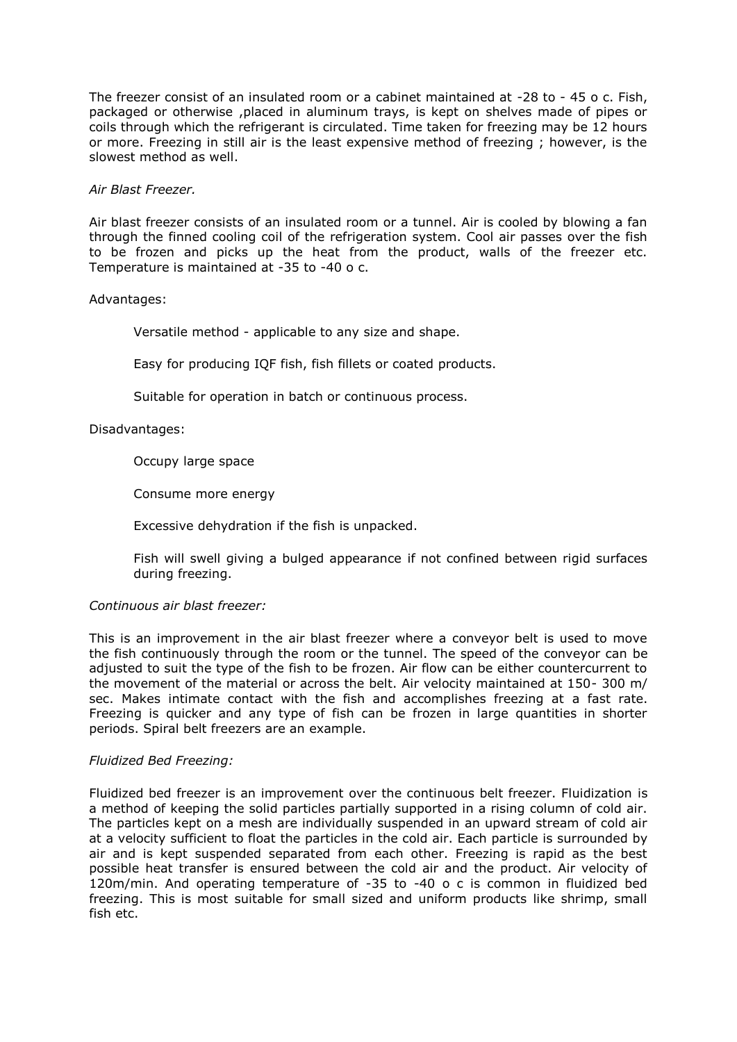The freezer consist of an insulated room or a cabinet maintained at -28 to - 45 o c. Fish, packaged or otherwise ,placed in aluminum trays, is kept on shelves made of pipes or coils through which the refrigerant is circulated. Time taken for freezing may be 12 hours or more. Freezing in still air is the least expensive method of freezing ; however, is the slowest method as well.

*Air Blast Freezer.*

Air blast freezer consists of an insulated room or a tunnel. Air is cooled by blowing a fan through the finned cooling coil of the refrigeration system. Cool air passes over the fish to be frozen and picks up the heat from the product, walls of the freezer etc. Temperature is maintained at -35 to -40 o c.

Advantages:

- Versatile method - applicable to any size and shape.
- Easy for producing IQF fish, fish fillets or coated products.
- Suitable for operation in batch or continuous process.

Disadvantages:

- Occupy large space
- Consume more energy
- Excessive dehydration if the fish is unpacked.
- Fish will swell giving a bulged appearance if not confined between rigid surfaces during freezing.

*Continuous air blast freezer:*

This is an improvement in the air blast freezer where a conveyor belt is used to move the fish continuously through the room or the tunnel. The speed of the conveyor can be adjusted to suit the type of the fish to be frozen. Air flow can be either countercurrent to the movement of the material or across the belt. Air velocity maintained at 150- 300 m/ sec. Makes intimate contact with the fish and accomplishes freezing at a fast rate. Freezing is quicker and any type of fish can be frozen in large quantities in shorter periods. Spiral belt freezers are an example.

*Fluidized Bed Freezing:*

Fluidized bed freezer is an improvement over the continuous belt freezer. Fluidization is a method of keeping the solid particles partially supported in a rising column of cold air. The particles kept on a mesh are individually suspended in an upward stream of cold air at a velocity sufficient to float the particles in the cold air. Each particle is surrounded by air and is kept suspended separated from each other. Freezing is rapid as the best possible heat transfer is ensured between the cold air and the product. Air velocity of 120m/min. And operating temperature of -35 to -40 o c is common in fluidized bed freezing. This is most suitable for small sized and uniform products like shrimp, small fish etc.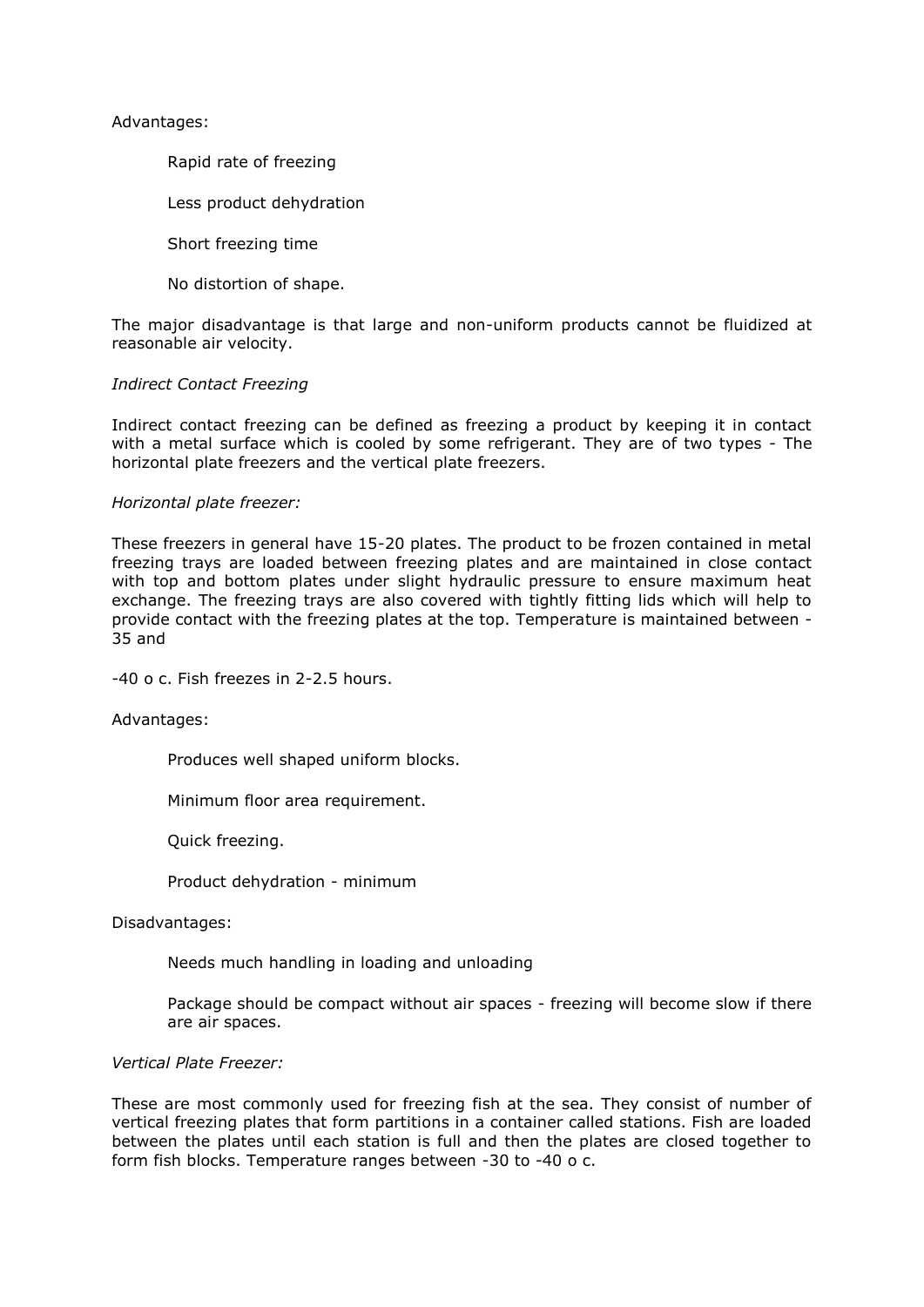Advantages:

- Rapid rate of freezing
- Less product dehydration
- Short freezing time
- No distortion of shape.

The major disadvantage is that large and non-uniform products cannot be fluidized at reasonable air velocity.

*Indirect Contact Freezing*

Indirect contact freezing can be defined as freezing a product by keeping it in contact with a metal surface which is cooled by some refrigerant. They are of two types - The horizontal plate freezers and the vertical plate freezers.

*Horizontal plate freezer:*

These freezers in general have 15-20 plates. The product to be frozen contained in metal freezing trays are loaded between freezing plates and are maintained in close contact with top and bottom plates under slight hydraulic pressure to ensure maximum heat exchange. The freezing trays are also covered with tightly fitting lids which will help to provide contact with the freezing plates at the top. Temperature is maintained between -35 and

-40 o c. Fish freezes in 2-2.5 hours.

Advantages:

- Produces well shaped uniform blocks.
- Minimum floor area requirement.
- Quick freezing.
- Product dehydration - minimum

Disadvantages:

- Needs much handling in loading and unloading
- Package should be compact without air spaces - freezing will become slow if there are air spaces.

*Vertical Plate Freezer:*

These are most commonly used for freezing fish at the sea. They consist of number of vertical freezing plates that form partitions in a container called stations. Fish are loaded between the plates until each station is full and then the plates are closed together to form fish blocks. Temperature ranges between -30 to -40 o c.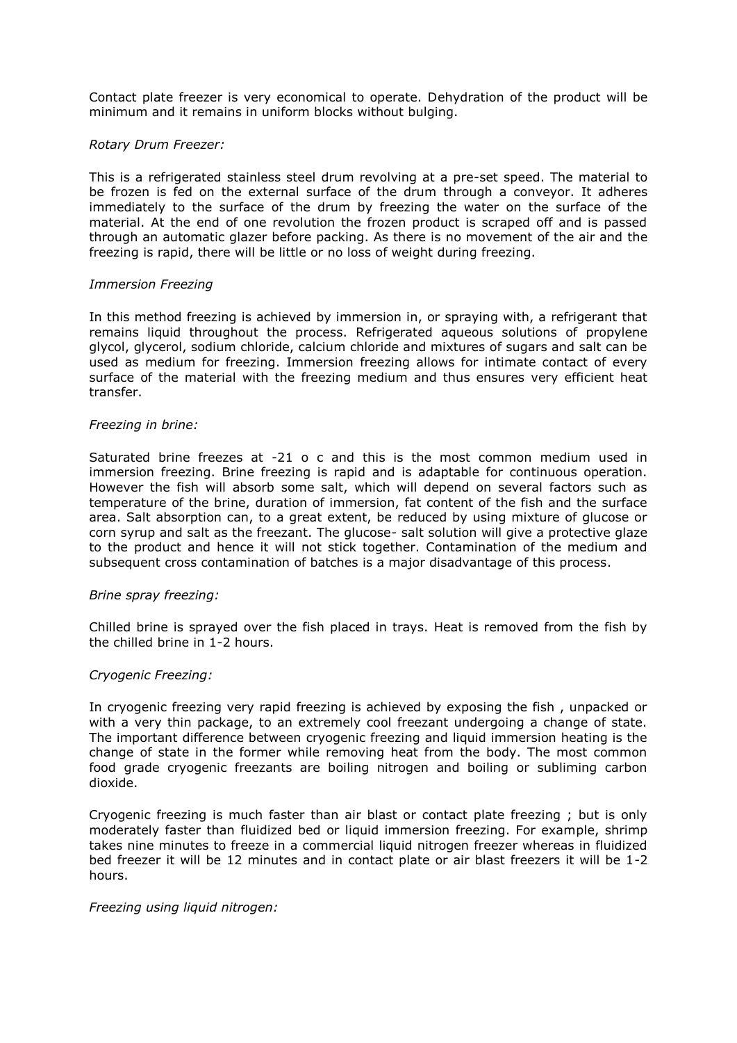Contact plate freezer is very economical to operate. Dehydration of the product will be minimum and it remains in uniform blocks without bulging.

*Rotary Drum Freezer:*

This is a refrigerated stainless steel drum revolving at a pre-set speed. The material to be frozen is fed on the external surface of the drum through a conveyor. It adheres immediately to the surface of the drum by freezing the water on the surface of the material. At the end of one revolution the frozen product is scraped off and is passed through an automatic glazer before packing. As there is no movement of the air and the freezing is rapid, there will be little or no loss of weight during freezing.

*Immersion Freezing*

In this method freezing is achieved by immersion in, or spraying with, a refrigerant that remains liquid throughout the process. Refrigerated aqueous solutions of propylene glycol, glycerol, sodium chloride, calcium chloride and mixtures of sugars and salt can be used as medium for freezing. Immersion freezing allows for intimate contact of every surface of the material with the freezing medium and thus ensures very efficient heat transfer.

*Freezing in brine:*

Saturated brine freezes at -21 o c and this is the most common medium used in immersion freezing. Brine freezing is rapid and is adaptable for continuous operation. However the fish will absorb some salt, which will depend on several factors such as temperature of the brine, duration of immersion, fat content of the fish and the surface area. Salt absorption can, to a great extent, be reduced by using mixture of glucose or corn syrup and salt as the freezant. The glucose- salt solution will give a protective glaze to the product and hence it will not stick together. Contamination of the medium and subsequent cross contamination of batches is a major disadvantage of this process.

*Brine spray freezing:*

Chilled brine is sprayed over the fish placed in trays. Heat is removed from the fish by the chilled brine in 1-2 hours.

*Cryogenic Freezing:*

In cryogenic freezing very rapid freezing is achieved by exposing the fish , unpacked or with a very thin package, to an extremely cool freezant undergoing a change of state. The important difference between cryogenic freezing and liquid immersion heating is the change of state in the former while removing heat from the body. The most common food grade cryogenic freezants are boiling nitrogen and boiling or subliming carbon dioxide.

Cryogenic freezing is much faster than air blast or contact plate freezing ; but is only moderately faster than fluidized bed or liquid immersion freezing. For example, shrimp takes nine minutes to freeze in a commercial liquid nitrogen freezer whereas in fluidized bed freezer it will be 12 minutes and in contact plate or air blast freezers it will be 1-2 hours.

*Freezing using liquid nitrogen:*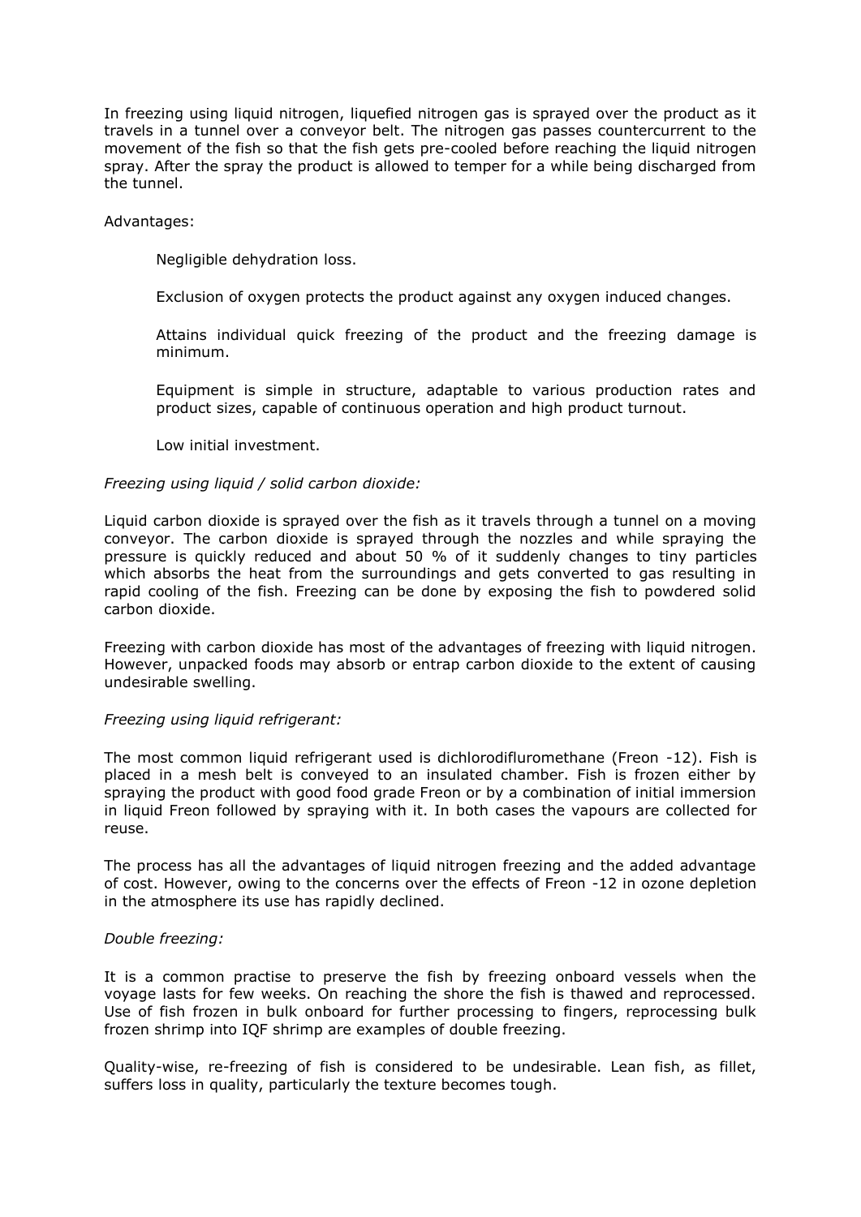In freezing using liquid nitrogen, liquefied nitrogen gas is sprayed over the product as it travels in a tunnel over a conveyor belt. The nitrogen gas passes countercurrent to the movement of the fish so that the fish gets pre-cooled before reaching the liquid nitrogen spray. After the spray the product is allowed to temper for a while being discharged from the tunnel.

Advantages:

- Negligible dehydration loss.
- Exclusion of oxygen protects the product against any oxygen induced changes.
- Attains individual quick freezing of the product and the freezing damage is minimum.
- Equipment is simple in structure, adaptable to various production rates and product sizes, capable of continuous operation and high product turnout.
- Low initial investment.

*Freezing using liquid / solid carbon dioxide:*

Liquid carbon dioxide is sprayed over the fish as it travels through a tunnel on a moving conveyor. The carbon dioxide is sprayed through the nozzles and while spraying the pressure is quickly reduced and about 50 % of it suddenly changes to tiny particles which absorbs the heat from the surroundings and gets converted to gas resulting in rapid cooling of the fish. Freezing can be done by exposing the fish to powdered solid carbon dioxide.

Freezing with carbon dioxide has most of the advantages of freezing with liquid nitrogen. However, unpacked foods may absorb or entrap carbon dioxide to the extent of causing undesirable swelling.

*Freezing using liquid refrigerant:*

The most common liquid refrigerant used is dichlorodifluromethane (Freon -12). Fish is placed in a mesh belt is conveyed to an insulated chamber. Fish is frozen either by spraying the product with good food grade Freon or by a combination of initial immersion in liquid Freon followed by spraying with it. In both cases the vapours are collected for reuse.

The process has all the advantages of liquid nitrogen freezing and the added advantage of cost. However, owing to the concerns over the effects of Freon -12 in ozone depletion in the atmosphere its use has rapidly declined.

*Double freezing:*

It is a common practise to preserve the fish by freezing onboard vessels when the voyage lasts for few weeks. On reaching the shore the fish is thawed and reprocessed. Use of fish frozen in bulk onboard for further processing to fingers, reprocessing bulk frozen shrimp into IQF shrimp are examples of double freezing.

Quality-wise, re-freezing of fish is considered to be undesirable. Lean fish, as fillet, suffers loss in quality, particularly the texture becomes tough.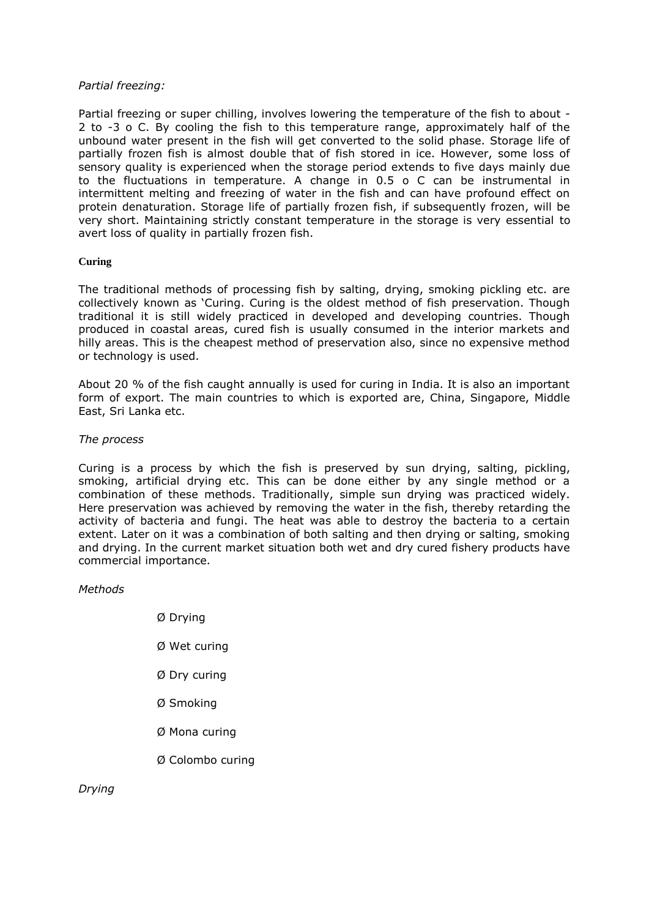*Partial freezing:*

Partial freezing or super chilling, involves lowering the temperature of the fish to about -2 to -3 o C. By cooling the fish to this temperature range, approximately half of the unbound water present in the fish will get converted to the solid phase. Storage life of partially frozen fish is almost double that of fish stored in ice. However, some loss of sensory quality is experienced when the storage period extends to five days mainly due to the fluctuations in temperature. A change in 0.5 o C can be instrumental in intermittent melting and freezing of water in the fish and can have profound effect on protein denaturation. Storage life of partially frozen fish, if subsequently frozen, will be very short. Maintaining strictly constant temperature in the storage is very essential to avert loss of quality in partially frozen fish.

**Curing**

The traditional methods of processing fish by salting, drying, smoking pickling etc. are collectively known as 'Curing. Curing is the oldest method of fish preservation. Though traditional it is still widely practiced in developed and developing countries. Though produced in coastal areas, cured fish is usually consumed in the interior markets and hilly areas. This is the cheapest method of preservation also, since no expensive method or technology is used.

About 20 % of the fish caught annually is used for curing in India. It is also an important form of export. The main countries to which is exported are, China, Singapore, Middle East, Sri Lanka etc.

*The process*

Curing is a process by which the fish is preserved by sun drying, salting, pickling, smoking, artificial drying etc. This can be done either by any single method or a combination of these methods. Traditionally, simple sun drying was practiced widely. Here preservation was achieved by removing the water in the fish, thereby retarding the activity of bacteria and fungi. The heat was able to destroy the bacteria to a certain extent. Later on it was a combination of both salting and then drying or salting, smoking and drying. In the current market situation both wet and dry cured fishery products have commercial importance.

*Methods*

- Drying
- Wet curing
- Dry curing
- Smoking
- Mona curing
- Colombo curing

*Drying*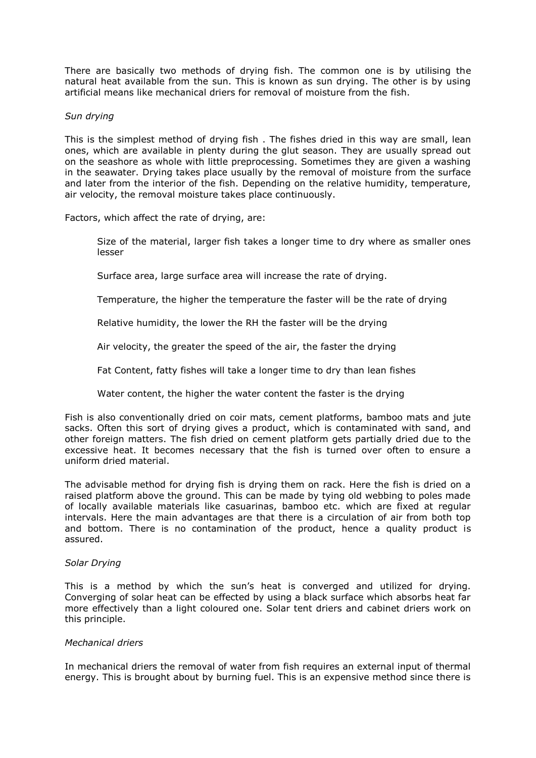There are basically two methods of drying fish. The common one is by utilising the natural heat available from the sun. This is known as sun drying. The other is by using artificial means like mechanical driers for removal of moisture from the fish.

*Sun drying*

This is the simplest method of drying fish . The fishes dried in this way are small, lean ones, which are available in plenty during the glut season. They are usually spread out on the seashore as whole with little preprocessing. Sometimes they are given a washing in the seawater. Drying takes place usually by the removal of moisture from the surface and later from the interior of the fish. Depending on the relative humidity, temperature, air velocity, the removal moisture takes place continuously.

Factors, which affect the rate of drying, are:

Size of the material, larger fish takes a longer time to dry where as smaller ones lesser

Surface area, large surface area will increase the rate of drying.

Temperature, the higher the temperature the faster will be the rate of drying

Relative humidity, the lower the RH the faster will be the drying

Air velocity, the greater the speed of the air, the faster the drying

Fat Content, fatty fishes will take a longer time to dry than lean fishes

Water content, the higher the water content the faster is the drying

Fish is also conventionally dried on coir mats, cement platforms, bamboo mats and jute sacks. Often this sort of drying gives a product, which is contaminated with sand, and other foreign matters. The fish dried on cement platform gets partially dried due to the excessive heat. It becomes necessary that the fish is turned over often to ensure a uniform dried material.

The advisable method for drying fish is drying them on rack. Here the fish is dried on a raised platform above the ground. This can be made by tying old webbing to poles made of locally available materials like casuarinas, bamboo etc. which are fixed at regular intervals. Here the main advantages are that there is a circulation of air from both top and bottom. There is no contamination of the product, hence a quality product is assured.

*Solar Drying*

This is a method by which the sun's heat is converged and utilized for drying. Converging of solar heat can be effected by using a black surface which absorbs heat far more effectively than a light coloured one. Solar tent driers and cabinet driers work on this principle.

*Mechanical driers*

In mechanical driers the removal of water from fish requires an external input of thermal energy. This is brought about by burning fuel. This is an expensive method since there is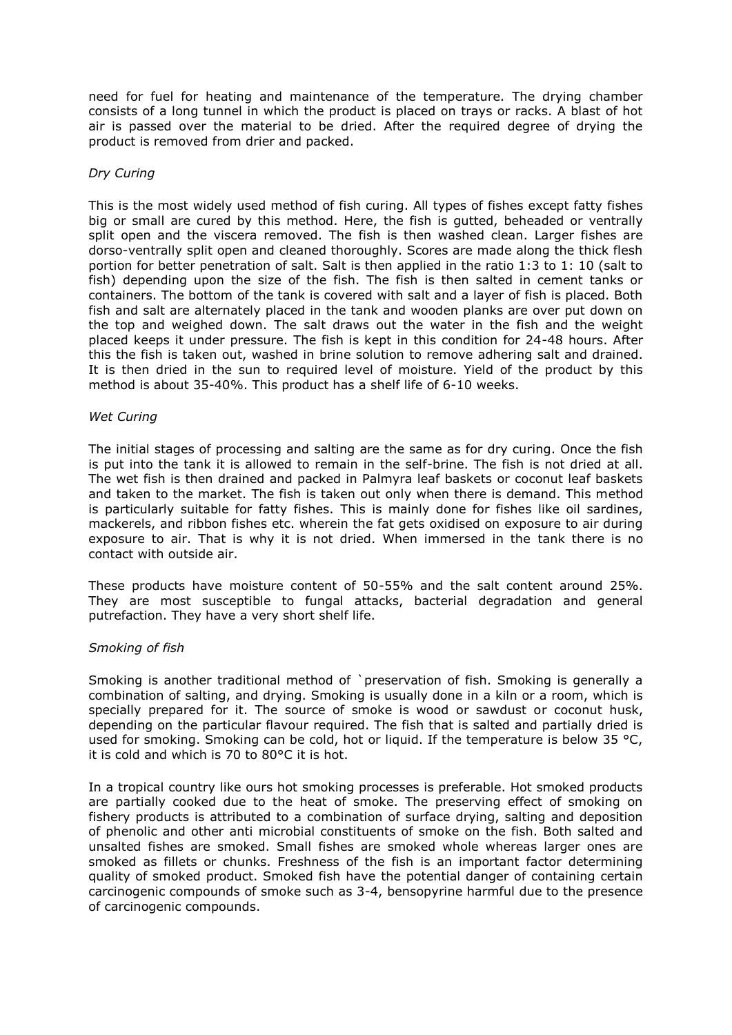need for fuel for heating and maintenance of the temperature. The drying chamber consists of a long tunnel in which the product is placed on trays or racks. A blast of hot air is passed over the material to be dried. After the required degree of drying the product is removed from drier and packed.

*Dry Curing*

This is the most widely used method of fish curing. All types of fishes except fatty fishes big or small are cured by this method. Here, the fish is gutted, beheaded or ventrally split open and the viscera removed. The fish is then washed clean. Larger fishes are dorso-ventrally split open and cleaned thoroughly. Scores are made along the thick flesh portion for better penetration of salt. Salt is then applied in the ratio 1:3 to 1: 10 (salt to fish) depending upon the size of the fish. The fish is then salted in cement tanks or containers. The bottom of the tank is covered with salt and a layer of fish is placed. Both fish and salt are alternately placed in the tank and wooden planks are over put down on the top and weighed down. The salt draws out the water in the fish and the weight placed keeps it under pressure. The fish is kept in this condition for 24-48 hours. After this the fish is taken out, washed in brine solution to remove adhering salt and drained. It is then dried in the sun to required level of moisture. Yield of the product by this method is about 35-40%. This product has a shelf life of 6-10 weeks.

*Wet Curing*

The initial stages of processing and salting are the same as for dry curing. Once the fish is put into the tank it is allowed to remain in the self-brine. The fish is not dried at all. The wet fish is then drained and packed in Palmyra leaf baskets or coconut leaf baskets and taken to the market. The fish is taken out only when there is demand. This method is particularly suitable for fatty fishes. This is mainly done for fishes like oil sardines, mackerels, and ribbon fishes etc. wherein the fat gets oxidised on exposure to air during exposure to air. That is why it is not dried. When immersed in the tank there is no contact with outside air.

These products have moisture content of 50-55% and the salt content around 25%. They are most susceptible to fungal attacks, bacterial degradation and general putrefaction. They have a very short shelf life.

*Smoking of fish*

Smoking is another traditional method of `preservation of fish. Smoking is generally a combination of salting, and drying. Smoking is usually done in a kiln or a room, which is specially prepared for it. The source of smoke is wood or sawdust or coconut husk, depending on the particular flavour required. The fish that is salted and partially dried is used for smoking. Smoking can be cold, hot or liquid. If the temperature is below 35 °C, it is cold and which is 70 to 80°C it is hot.

In a tropical country like ours hot smoking processes is preferable. Hot smoked products are partially cooked due to the heat of smoke. The preserving effect of smoking on fishery products is attributed to a combination of surface drying, salting and deposition of phenolic and other anti microbial constituents of smoke on the fish. Both salted and unsalted fishes are smoked. Small fishes are smoked whole whereas larger ones are smoked as fillets or chunks. Freshness of the fish is an important factor determining quality of smoked product. Smoked fish have the potential danger of containing certain carcinogenic compounds of smoke such as 3-4, bensopyrine harmful due to the presence of carcinogenic compounds.